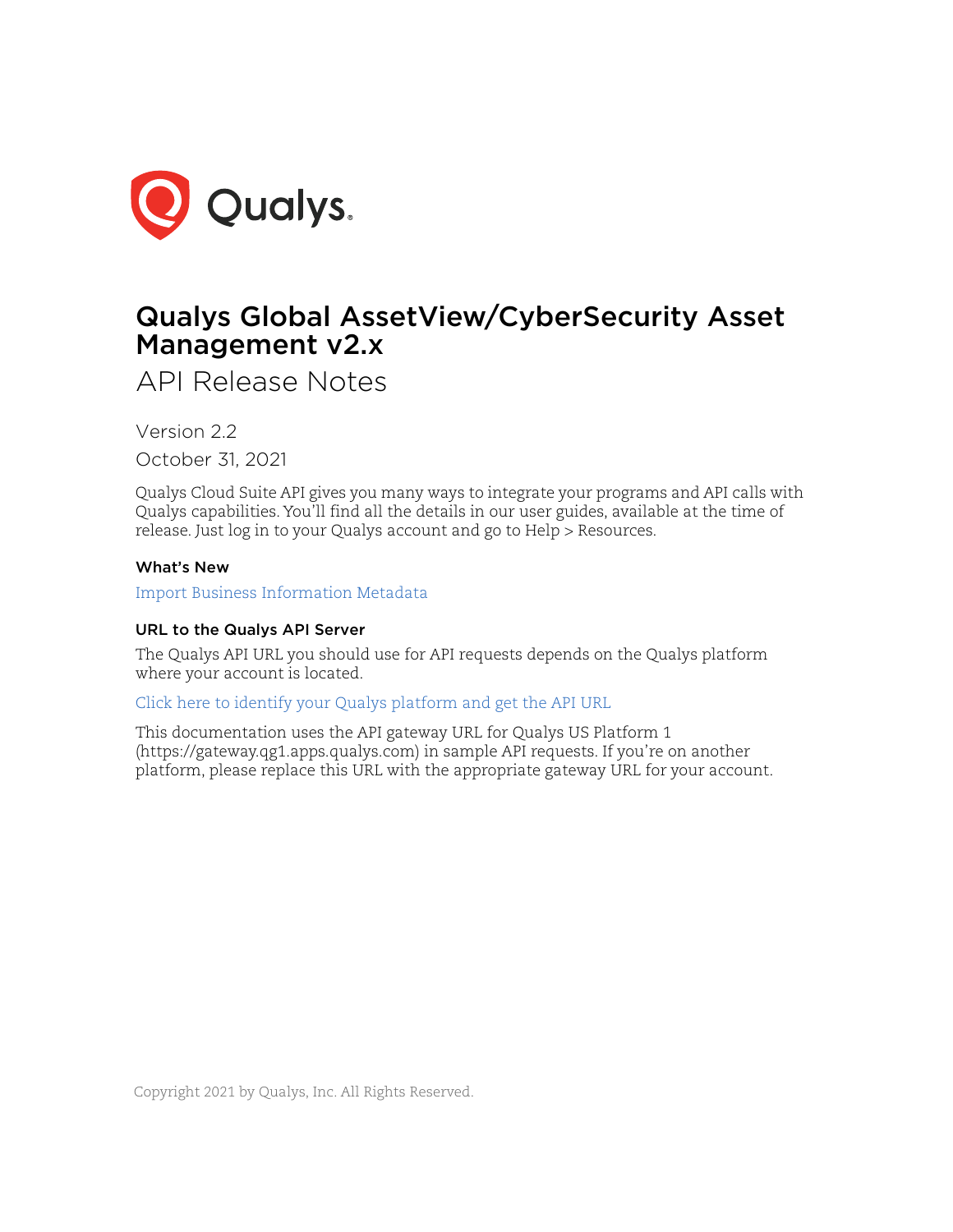# Qualys Global AssetView/CyberSecurity Asset Management v2.x

## API Release Notes

Version 2.2

October 31, 2021

Qualys Cloud Suite API gives you many ways to integrate your programs and API calls with Qualys capabilities. You'll find all the details in our user guides, available at the time of release. Just log in to your Qualys account and go to Help > Resources.

### What's New

Import Business Information Metadata

### URL to the Qualys API Server

The Qualys API URL you should use for API requests depends on the Qualys platform where your account is located.

Click here to identify your Qualys platform and get the API URL

This documentation uses the API gateway URL for Qualys US Platform 1 (https://gateway.qg1.apps.qualys.com) in sample API requests. If you're on another platform, please replace this URL with the appropriate gateway URL for your account.

Copyright 2021 by Qualys, Inc. All Rights Reserved.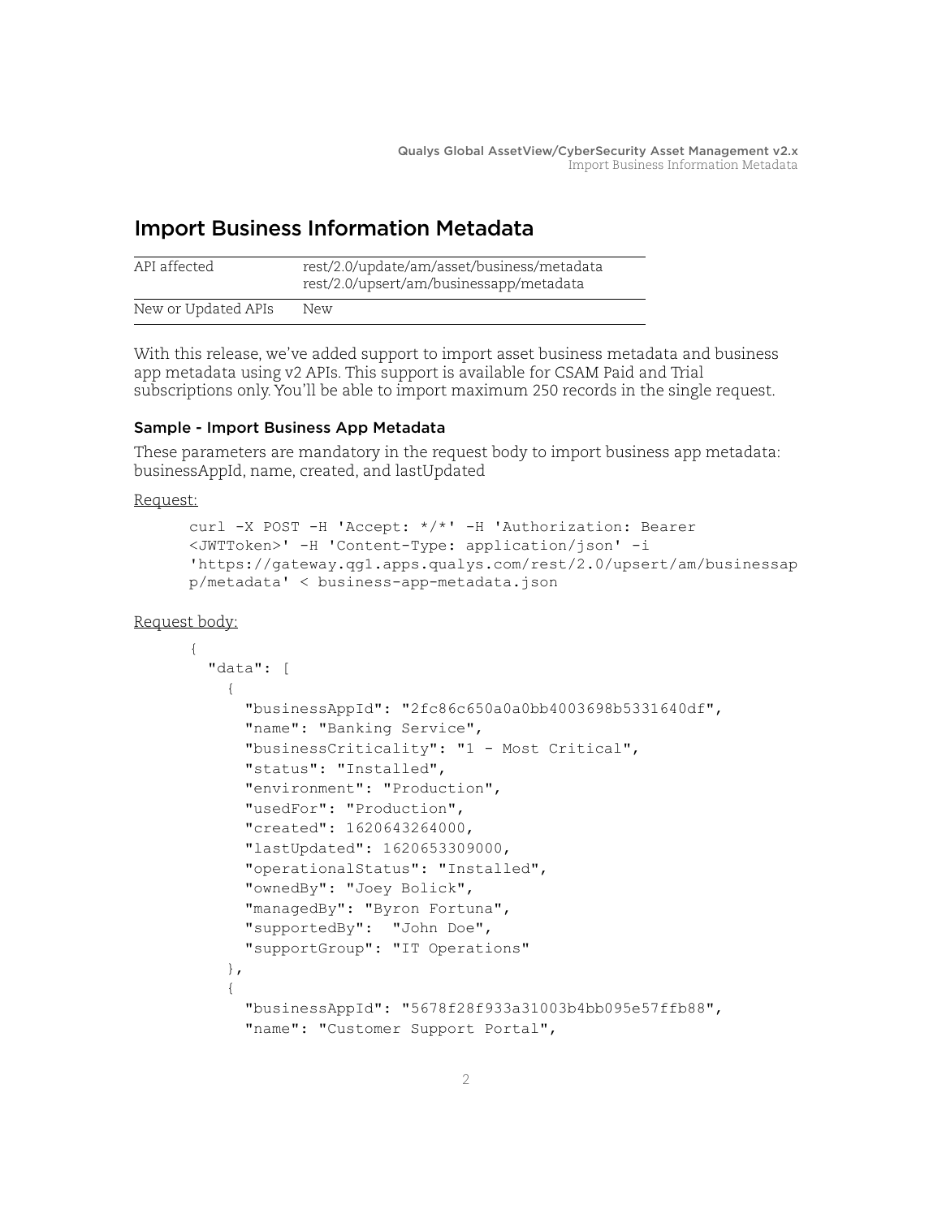# Import Business Information Metadata

| API affected | rest/2.0/update/am/asset/business/metadata<br>rest/2.0/upsert/am/businessapp/metadata |
|---|---|
| New or Updated APIs | New |

With this release, we've added support to import asset business metadata and business app metadata using v2 APIs. This support is available for CSAM Paid and Trial subscriptions only. You'll be able to import maximum 250 records in the single request.

### Sample - Import Business App Metadata

These parameters are mandatory in the request body to import business app metadata: businessAppId, name, created, and lastUpdated

Request:

```
curl -X POST -H 'Accept: */*' -H 'Authorization: Bearer
<JWTToken>' -H 'Content-Type: application/json' -i
'https://gateway.qg1.apps.qualys.com/rest/2.0/upsert/am/businessap
p/metadata' < business-app-metadata.json
```

Request body:

```
{
  "data": [
    {
      "businessAppId": "2fc86c650a0a0bb4003698b5331640df",
      "name": "Banking Service",
      "businessCriticality": "1 - Most Critical",
      "status": "Installed",
      "environment": "Production",
      "usedFor": "Production",
      "created": 1620643264000,
      "lastUpdated": 1620653309000,
      "operationalStatus": "Installed",
      "ownedBy": "Joey Bolick",
      "managedBy": "Byron Fortuna",
      "supportedBy":  "John Doe",
      "supportGroup": "IT Operations"
    },
    {
      "businessAppId": "5678f28f933a31003b4bb095e57ffb88",
      "name": "Customer Support Portal",
```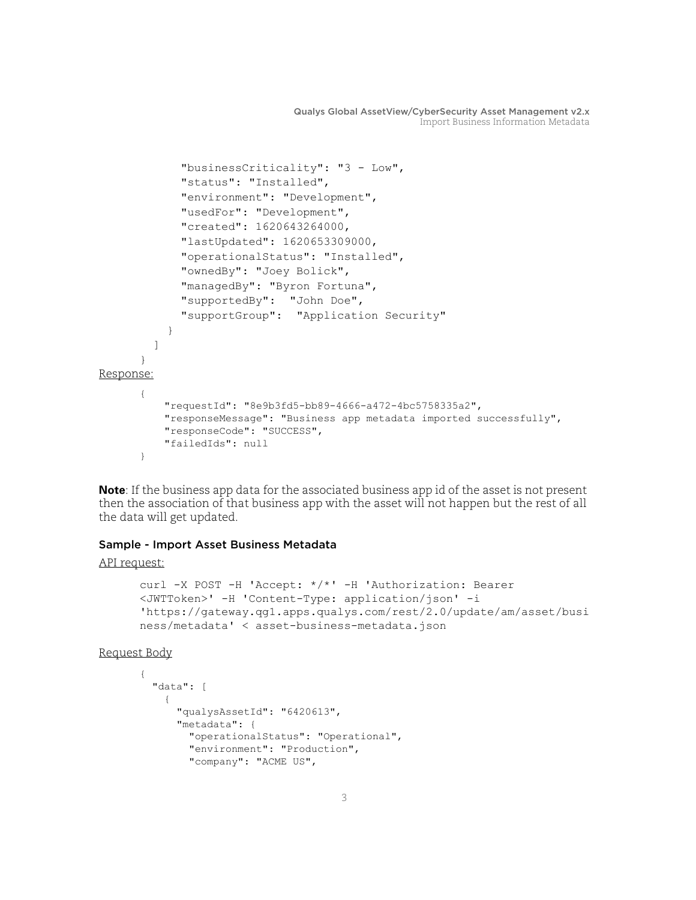```
        "businessCriticality": "3 - Low",
        "status": "Installed",
        "environment": "Development",
        "usedFor": "Development",
        "created": 1620643264000,
        "lastUpdated": 1620653309000,
        "operationalStatus": "Installed",
        "ownedBy": "Joey Bolick",
        "managedBy": "Byron Fortuna",
        "supportedBy":  "John Doe",
        "supportGroup":  "Application Security"
      }
    ]
  }
```

Response:

```
{
    "requestId": "8e9b3fd5-bb89-4666-a472-4bc5758335a2",
    "responseMessage": "Business app metadata imported successfully",
    "responseCode": "SUCCESS",
    "failedIds": null
}
```

**Note**: If the business app data for the associated business app id of the asset is not present then the association of that business app with the asset will not happen but the rest of all the data will get updated.

### Sample - Import Asset Business Metadata

API request:

```
curl -X POST -H 'Accept: */*' -H 'Authorization: Bearer
<JWTToken>' -H 'Content-Type: application/json' -i
'https://gateway.qg1.apps.qualys.com/rest/2.0/update/am/asset/busi
ness/metadata' < asset-business-metadata.json
```

Request Body

```
{
  "data": [
    {
      "qualysAssetId": "6420613",
      "metadata": {
        "operationalStatus": "Operational",
        "environment": "Production",
        "company": "ACME US",
```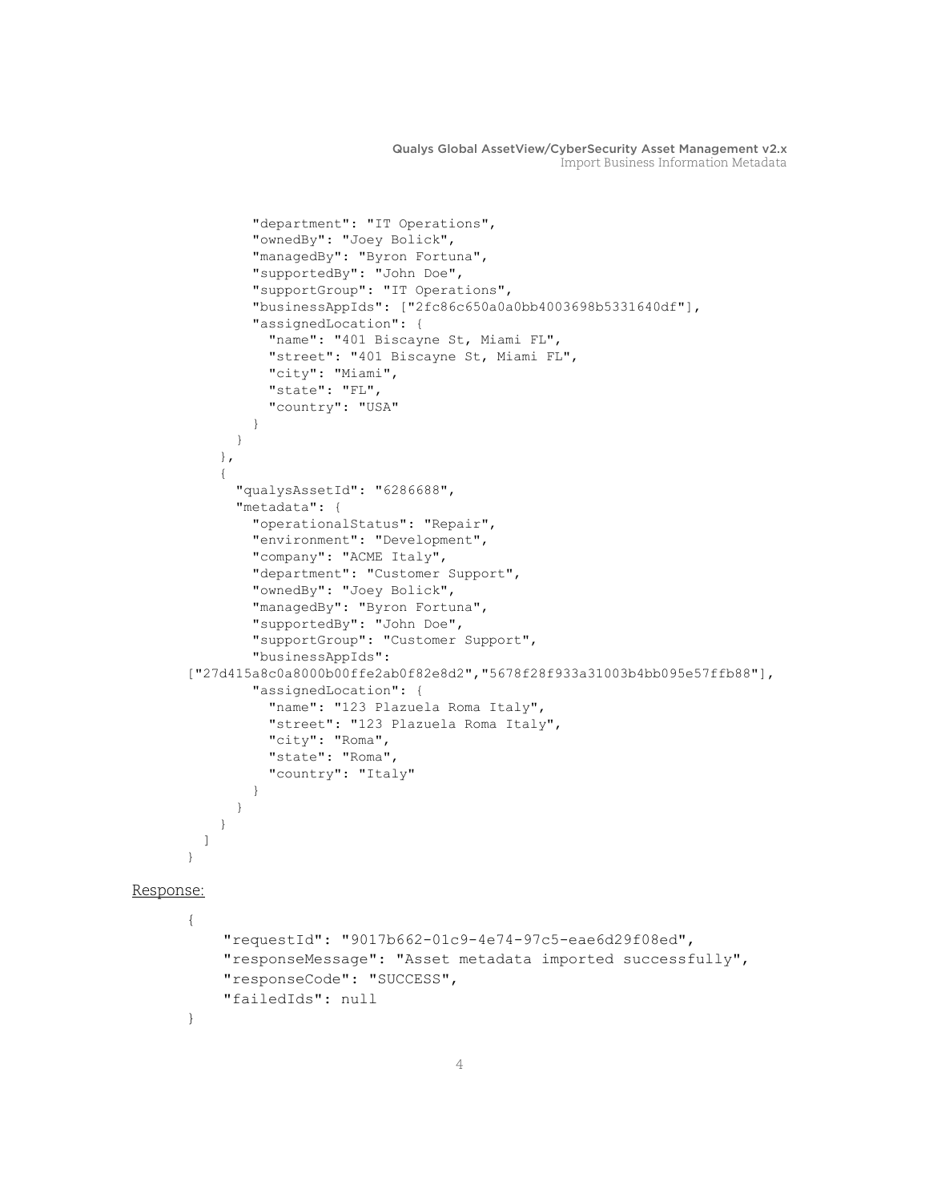```
        "department": "IT Operations",
        "ownedBy": "Joey Bolick",
        "managedBy": "Byron Fortuna",
        "supportedBy": "John Doe",
        "supportGroup": "IT Operations",
        "businessAppIds": ["2fc86c650a0a0bb4003698b5331640df"],
        "assignedLocation": {
          "name": "401 Biscayne St, Miami FL",
          "street": "401 Biscayne St, Miami FL",
          "city": "Miami",
          "state": "FL",
          "country": "USA"
        }
      }
    },
    {
      "qualysAssetId": "6286688",
      "metadata": {
        "operationalStatus": "Repair",
        "environment": "Development",
        "company": "ACME Italy",
        "department": "Customer Support",
        "ownedBy": "Joey Bolick",
        "managedBy": "Byron Fortuna",
        "supportedBy": "John Doe",
        "supportGroup": "Customer Support",
        "businessAppIds":
["27d415a8c0a8000b00ffe2ab0f82e8d2","5678f28f933a31003b4bb095e57ffb88"],
        "assignedLocation": {
          "name": "123 Plazuela Roma Italy",
          "street": "123 Plazuela Roma Italy",
          "city": "Roma",
          "state": "Roma",
          "country": "Italy"
        }
      }
    }
  ]
}
```

Response:

```
{
    "requestId": "9017b662-01c9-4e74-97c5-eae6d29f08ed",
    "responseMessage": "Asset metadata imported successfully",
    "responseCode": "SUCCESS",
    "failedIds": null
}
```